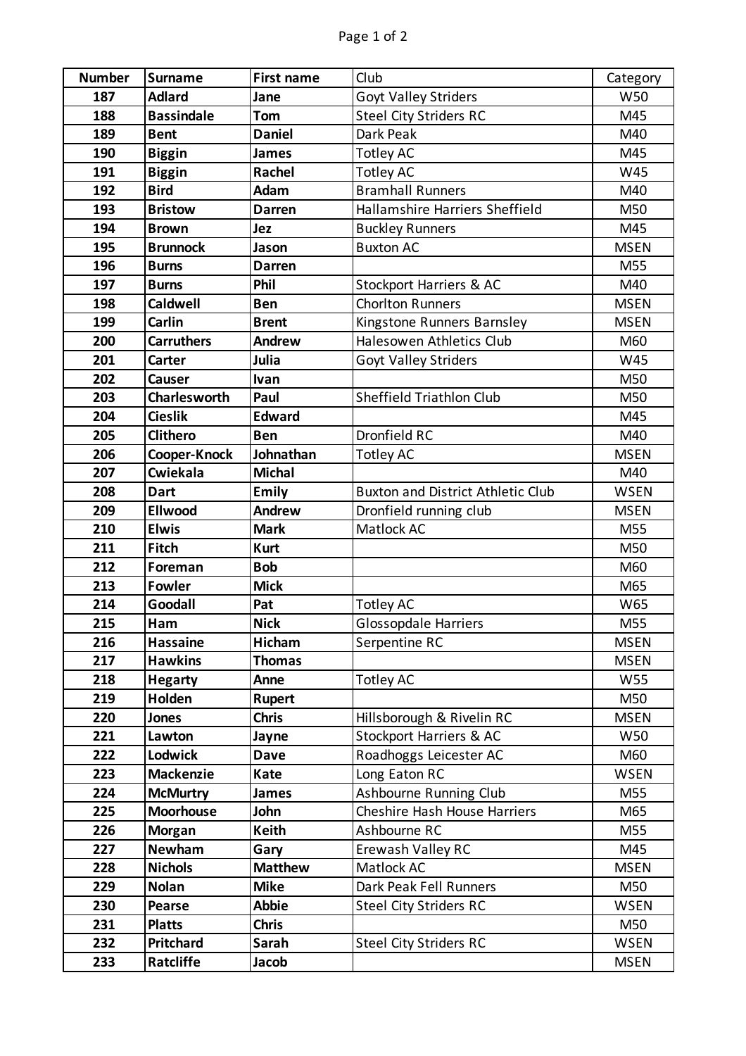| Number | Surname | First name | Club | Category |
|---|---|---|---|---|
| 187 | Adlard | Jane | Goyt Valley Striders | W50 |
| 188 | Bassindale | Tom | Steel City Striders RC | M45 |
| 189 | Bent | Daniel | Dark Peak | M40 |
| 190 | Biggin | James | Totley AC | M45 |
| 191 | Biggin | Rachel | Totley AC | W45 |
| 192 | Bird | Adam | Bramhall Runners | M40 |
| 193 | Bristow | Darren | Hallamshire Harriers Sheffield | M50 |
| 194 | Brown | Jez | Buckley Runners | M45 |
| 195 | Brunnock | Jason | Buxton AC | MSEN |
| 196 | Burns | Darren | | M55 |
| 197 | Burns | Phil | Stockport Harriers & AC | M40 |
| 198 | Caldwell | Ben | Chorlton Runners | MSEN |
| 199 | Carlin | Brent | Kingstone Runners Barnsley | MSEN |
| 200 | Carruthers | Andrew | Halesowen Athletics Club | M60 |
| 201 | Carter | Julia | Goyt Valley Striders | W45 |
| 202 | Causer | Ivan | | M50 |
| 203 | Charlesworth | Paul | Sheffield Triathlon Club | M50 |
| 204 | Cieslik | Edward | | M45 |
| 205 | Clithero | Ben | Dronfield RC | M40 |
| 206 | Cooper-Knock | Johnathan | Totley AC | MSEN |
| 207 | Cwiekala | Michal | | M40 |
| 208 | Dart | Emily | Buxton and District Athletic Club | WSEN |
| 209 | Ellwood | Andrew | Dronfield running club | MSEN |
| 210 | Elwis | Mark | Matlock AC | M55 |
| 211 | Fitch | Kurt | | M50 |
| 212 | Foreman | Bob | | M60 |
| 213 | Fowler | Mick | | M65 |
| 214 | Goodall | Pat | Totley AC | W65 |
| 215 | Ham | Nick | Glossopdale Harriers | M55 |
| 216 | Hassaine | Hicham | Serpentine RC | MSEN |
| 217 | Hawkins | Thomas | | MSEN |
| 218 | Hegarty | Anne | Totley AC | W55 |
| 219 | Holden | Rupert | | M50 |
| 220 | Jones | Chris | Hillsborough & Rivelin RC | MSEN |
| 221 | Lawton | Jayne | Stockport Harriers & AC | W50 |
| 222 | Lodwick | Dave | Roadhoggs Leicester AC | M60 |
| 223 | Mackenzie | Kate | Long Eaton RC | WSEN |
| 224 | McMurtry | James | Ashbourne Running Club | M55 |
| 225 | Moorhouse | John | Cheshire Hash House Harriers | M65 |
| 226 | Morgan | Keith | Ashbourne RC | M55 |
| 227 | Newham | Gary | Erewash Valley RC | M45 |
| 228 | Nichols | Matthew | Matlock AC | MSEN |
| 229 | Nolan | Mike | Dark Peak Fell Runners | M50 |
| 230 | Pearse | Abbie | Steel City Striders RC | WSEN |
| 231 | Platts | Chris | | M50 |
| 232 | Pritchard | Sarah | Steel City Striders RC | WSEN |
| 233 | Ratcliffe | Jacob | | MSEN |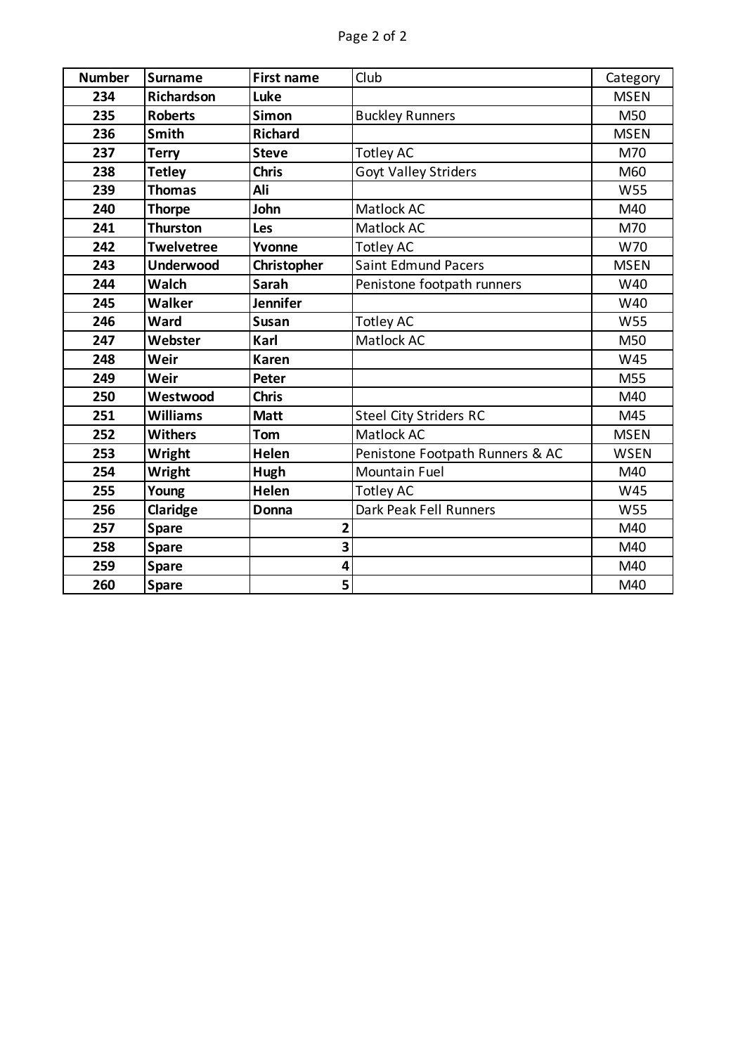| Number | Surname | First name | Club | Category |
| --- | --- | --- | --- | --- |
| 234 | Richardson | Luke | | MSEN |
| 235 | Roberts | Simon | Buckley Runners | M50 |
| 236 | Smith | Richard | | MSEN |
| 237 | Terry | Steve | Totley AC | M70 |
| 238 | Tetley | Chris | Goyt Valley Striders | M60 |
| 239 | Thomas | Ali | | W55 |
| 240 | Thorpe | John | Matlock AC | M40 |
| 241 | Thurston | Les | Matlock AC | M70 |
| 242 | Twelvetree | Yvonne | Totley AC | W70 |
| 243 | Underwood | Christopher | Saint Edmund Pacers | MSEN |
| 244 | Walch | Sarah | Penistone footpath runners | W40 |
| 245 | Walker | Jennifer | | W40 |
| 246 | Ward | Susan | Totley AC | W55 |
| 247 | Webster | Karl | Matlock AC | M50 |
| 248 | Weir | Karen | | W45 |
| 249 | Weir | Peter | | M55 |
| 250 | Westwood | Chris | | M40 |
| 251 | Williams | Matt | Steel City Striders RC | M45 |
| 252 | Withers | Tom | Matlock AC | MSEN |
| 253 | Wright | Helen | Penistone Footpath Runners & AC | WSEN |
| 254 | Wright | Hugh | Mountain Fuel | M40 |
| 255 | Young | Helen | Totley AC | W45 |
| 256 | Claridge | Donna | Dark Peak Fell Runners | W55 |
| 257 | Spare | 2 | | M40 |
| 258 | Spare | 3 | | M40 |
| 259 | Spare | 4 | | M40 |
| 260 | Spare | 5 | | M40 |